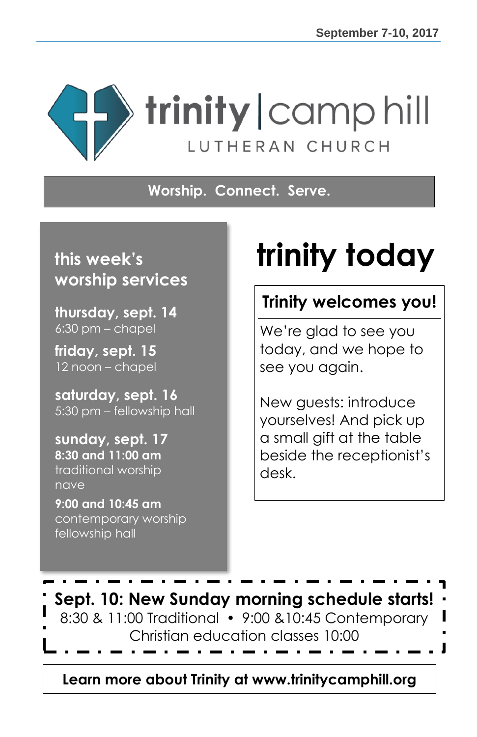September 7-10, 2017

# trinity | camp hill

LUTHERAN CHURCH

**Worship. Connect. Serve.**

## this week's worship services

**thursday, sept. 14**
6:30 pm – chapel

**friday, sept. 15**
12 noon – chapel

**saturday, sept. 16**
5:30 pm – fellowship hall

**sunday, sept. 17**
**8:30 and 11:00 am**
traditional worship
nave

**9:00 and 10:45 am**
contemporary worship
fellowship hall

# trinity today

### Trinity welcomes you!

We're glad to see you today, and we hope to see you again.

New guests: introduce yourselves! And pick up a small gift at the table beside the receptionist's desk.

**Sept. 10: New Sunday morning schedule starts!**
8:30 & 11:00 Traditional • 9:00 &10:45 Contemporary
Christian education classes 10:00

**Learn more about Trinity at www.trinitycamphill.org**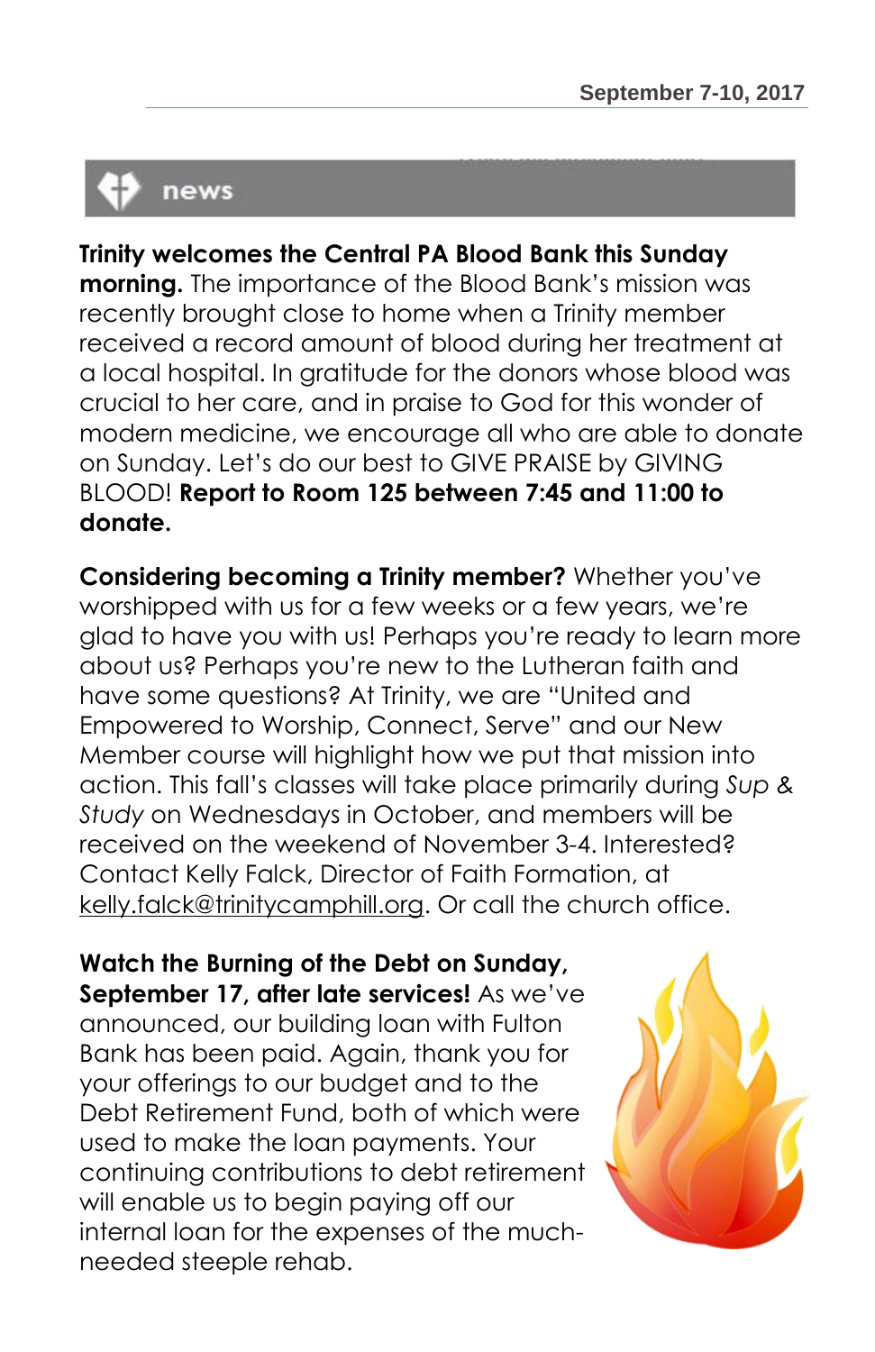## news

**Trinity welcomes the Central PA Blood Bank this Sunday morning.** The importance of the Blood Bank's mission was recently brought close to home when a Trinity member received a record amount of blood during her treatment at a local hospital. In gratitude for the donors whose blood was crucial to her care, and in praise to God for this wonder of modern medicine, we encourage all who are able to donate on Sunday. Let's do our best to GIVE PRAISE by GIVING BLOOD! **Report to Room 125 between 7:45 and 11:00 to donate.**

**Considering becoming a Trinity member?** Whether you've worshipped with us for a few weeks or a few years, we're glad to have you with us! Perhaps you're ready to learn more about us? Perhaps you're new to the Lutheran faith and have some questions? At Trinity, we are "United and Empowered to Worship, Connect, Serve" and our New Member course will highlight how we put that mission into action. This fall's classes will take place primarily during *Sup & Study* on Wednesdays in October, and members will be received on the weekend of November 3-4. Interested? Contact Kelly Falck, Director of Faith Formation, at kelly.falck@trinitycamphill.org. Or call the church office.

**Watch the Burning of the Debt on Sunday, September 17, after late services!** As we've announced, our building loan with Fulton Bank has been paid. Again, thank you for your offerings to our budget and to the Debt Retirement Fund, both of which were used to make the loan payments. Your continuing contributions to debt retirement will enable us to begin paying off our internal loan for the expenses of the much-needed steeple rehab.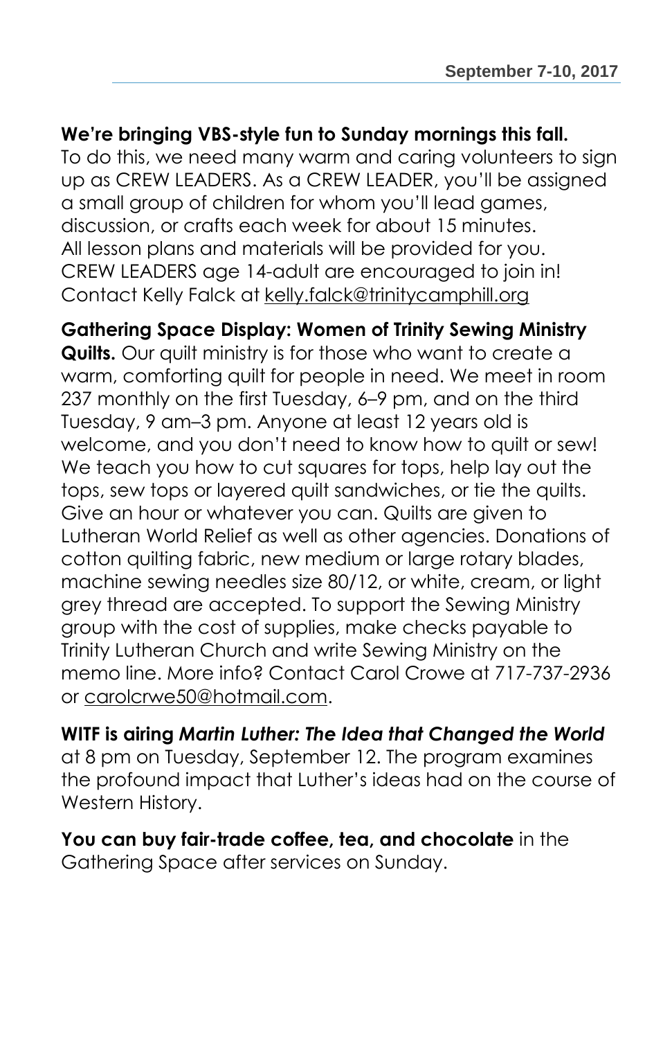**We're bringing VBS-style fun to Sunday mornings this fall.** To do this, we need many warm and caring volunteers to sign up as CREW LEADERS. As a CREW LEADER, you'll be assigned a small group of children for whom you'll lead games, discussion, or crafts each week for about 15 minutes. All lesson plans and materials will be provided for you. CREW LEADERS age 14-adult are encouraged to join in! Contact Kelly Falck at kelly.falck@trinitycamphill.org

**Gathering Space Display: Women of Trinity Sewing Ministry Quilts.** Our quilt ministry is for those who want to create a warm, comforting quilt for people in need. We meet in room 237 monthly on the first Tuesday, 6–9 pm, and on the third Tuesday, 9 am–3 pm. Anyone at least 12 years old is welcome, and you don't need to know how to quilt or sew! We teach you how to cut squares for tops, help lay out the tops, sew tops or layered quilt sandwiches, or tie the quilts. Give an hour or whatever you can. Quilts are given to Lutheran World Relief as well as other agencies. Donations of cotton quilting fabric, new medium or large rotary blades, machine sewing needles size 80/12, or white, cream, or light grey thread are accepted. To support the Sewing Ministry group with the cost of supplies, make checks payable to Trinity Lutheran Church and write Sewing Ministry on the memo line. More info? Contact Carol Crowe at 717-737-2936 or carolcrwe50@hotmail.com.

**WITF is airing *Martin Luther: The Idea that Changed the World*** at 8 pm on Tuesday, September 12. The program examines the profound impact that Luther's ideas had on the course of Western History.

**You can buy fair-trade coffee, tea, and chocolate** in the Gathering Space after services on Sunday.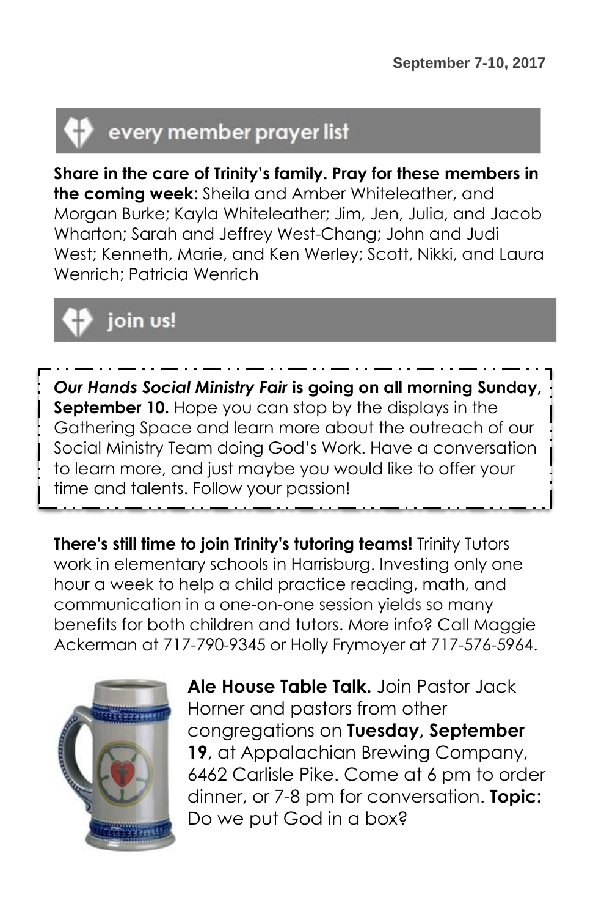## every member prayer list

**Share in the care of Trinity's family. Pray for these members in the coming week**: Sheila and Amber Whiteleather, and Morgan Burke; Kayla Whiteleather; Jim, Jen, Julia, and Jacob Wharton; Sarah and Jeffrey West-Chang; John and Judi West; Kenneth, Marie, and Ken Werley; Scott, Nikki, and Laura Wenrich; Patricia Wenrich

## join us!

***Our Hands Social Ministry Fair*** **is going on all morning Sunday, September 10.** Hope you can stop by the displays in the Gathering Space and learn more about the outreach of our Social Ministry Team doing God's Work. Have a conversation to learn more, and just maybe you would like to offer your time and talents. Follow your passion!

**There's still time to join Trinity's tutoring teams!** Trinity Tutors work in elementary schools in Harrisburg. Investing only one hour a week to help a child practice reading, math, and communication in a one-on-one session yields so many benefits for both children and tutors. More info? Call Maggie Ackerman at 717-790-9345 or Holly Frymoyer at 717-576-5964.

**Ale House Table Talk.** Join Pastor Jack Horner and pastors from other congregations on **Tuesday, September 19**, at Appalachian Brewing Company, 6462 Carlisle Pike. Come at 6 pm to order dinner, or 7-8 pm for conversation. **Topic:** Do we put God in a box?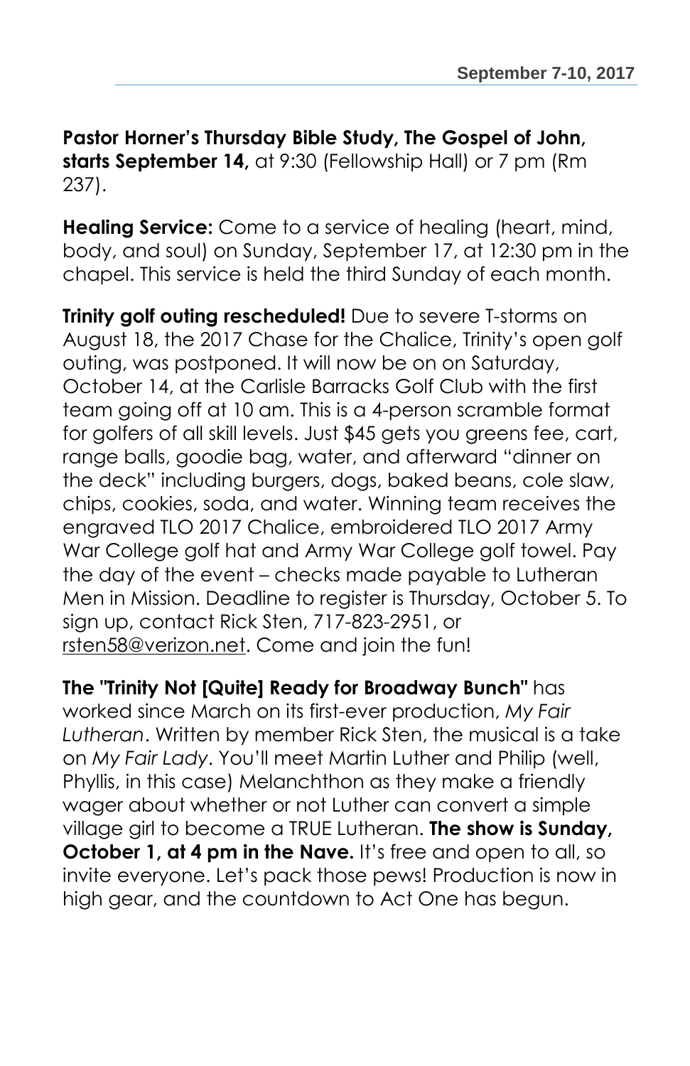**Pastor Horner's Thursday Bible Study, The Gospel of John, starts September 14,** at 9:30 (Fellowship Hall) or 7 pm (Rm 237).

**Healing Service:** Come to a service of healing (heart, mind, body, and soul) on Sunday, September 17, at 12:30 pm in the chapel. This service is held the third Sunday of each month.

**Trinity golf outing rescheduled!** Due to severe T-storms on August 18, the 2017 Chase for the Chalice, Trinity's open golf outing, was postponed. It will now be on on Saturday, October 14, at the Carlisle Barracks Golf Club with the first team going off at 10 am. This is a 4-person scramble format for golfers of all skill levels. Just $45 gets you greens fee, cart, range balls, goodie bag, water, and afterward "dinner on the deck" including burgers, dogs, baked beans, cole slaw, chips, cookies, soda, and water. Winning team receives the engraved TLO 2017 Chalice, embroidered TLO 2017 Army War College golf hat and Army War College golf towel. Pay the day of the event – checks made payable to Lutheran Men in Mission. Deadline to register is Thursday, October 5. To sign up, contact Rick Sten, 717-823-2951, or rsten58@verizon.net. Come and join the fun!

**The "Trinity Not [Quite] Ready for Broadway Bunch"** has worked since March on its first-ever production, *My Fair Lutheran*. Written by member Rick Sten, the musical is a take on *My Fair Lady*. You'll meet Martin Luther and Philip (well, Phyllis, in this case) Melanchthon as they make a friendly wager about whether or not Luther can convert a simple village girl to become a TRUE Lutheran. **The show is Sunday, October 1, at 4 pm in the Nave.** It's free and open to all, so invite everyone. Let's pack those pews! Production is now in high gear, and the countdown to Act One has begun.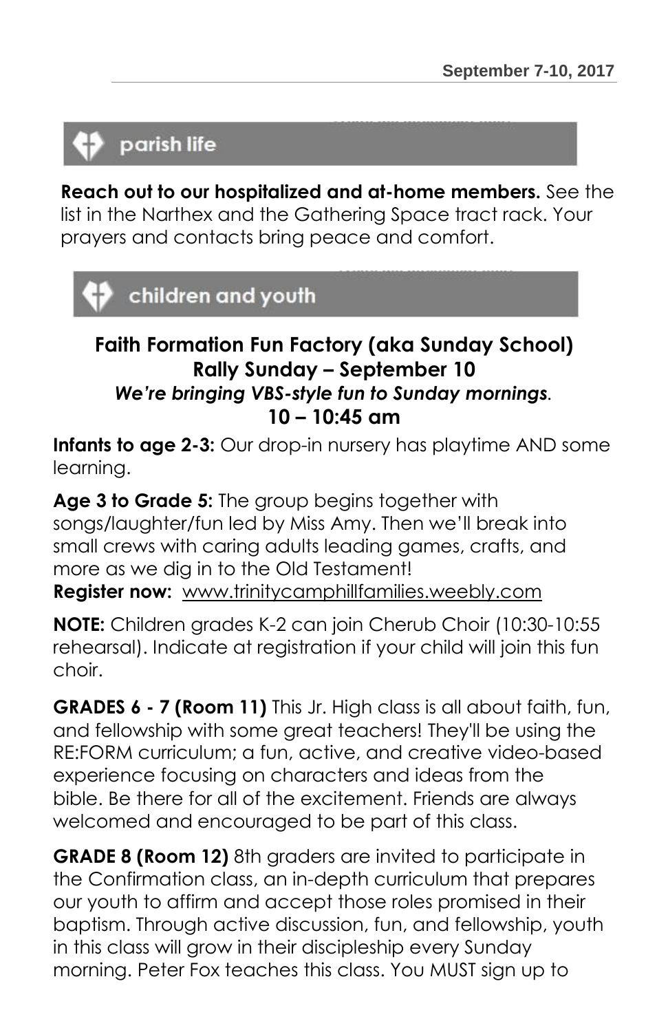## parish life

**Reach out to our hospitalized and at-home members.** See the list in the Narthex and the Gathering Space tract rack. Your prayers and contacts bring peace and comfort.

## children and youth

### Faith Formation Fun Factory (aka Sunday School)
### Rally Sunday – September 10
***We're bringing VBS-style fun to Sunday mornings.***
### 10 – 10:45 am

**Infants to age 2-3:** Our drop-in nursery has playtime AND some learning.

**Age 3 to Grade 5:** The group begins together with songs/laughter/fun led by Miss Amy. Then we'll break into small crews with caring adults leading games, crafts, and more as we dig in to the Old Testament!
**Register now:** www.trinitycamphillfamilies.weebly.com

**NOTE:** Children grades K-2 can join Cherub Choir (10:30-10:55 rehearsal). Indicate at registration if your child will join this fun choir.

**GRADES 6 - 7 (Room 11)** This Jr. High class is all about faith, fun, and fellowship with some great teachers! They'll be using the RE:FORM curriculum; a fun, active, and creative video-based experience focusing on characters and ideas from the bible. Be there for all of the excitement. Friends are always welcomed and encouraged to be part of this class.

**GRADE 8 (Room 12)** 8th graders are invited to participate in the Confirmation class, an in-depth curriculum that prepares our youth to affirm and accept those roles promised in their baptism. Through active discussion, fun, and fellowship, youth in this class will grow in their discipleship every Sunday morning. Peter Fox teaches this class. You MUST sign up to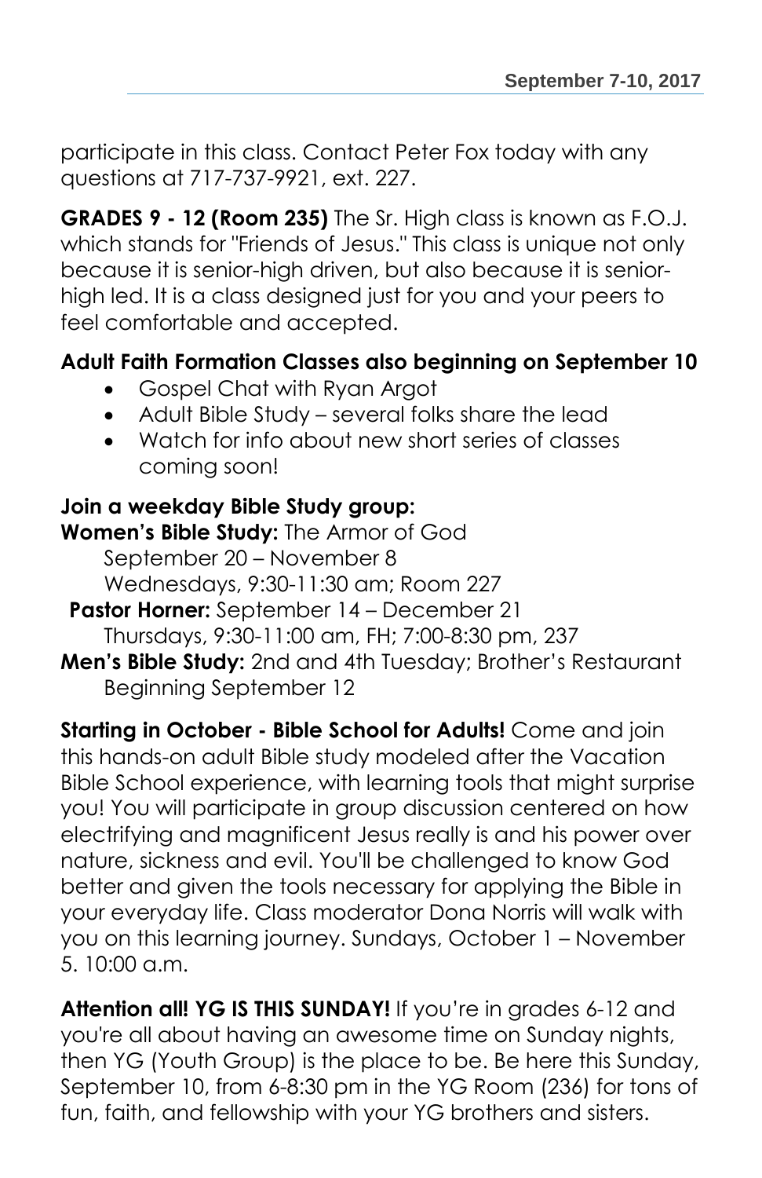participate in this class. Contact Peter Fox today with any questions at 717-737-9921, ext. 227.

**GRADES 9 - 12 (Room 235)** The Sr. High class is known as F.O.J. which stands for "Friends of Jesus." This class is unique not only because it is senior-high driven, but also because it is senior-high led. It is a class designed just for you and your peers to feel comfortable and accepted.

**Adult Faith Formation Classes also beginning on September 10**

- Gospel Chat with Ryan Argot
- Adult Bible Study – several folks share the lead
- Watch for info about new short series of classes coming soon!

**Join a weekday Bible Study group:**

**Women's Bible Study:** The Armor of God
September 20 – November 8
Wednesdays, 9:30-11:30 am; Room 227

**Pastor Horner:** September 14 – December 21
Thursdays, 9:30-11:00 am, FH; 7:00-8:30 pm, 237

**Men's Bible Study:** 2nd and 4th Tuesday; Brother's Restaurant
Beginning September 12

**Starting in October - Bible School for Adults!** Come and join this hands-on adult Bible study modeled after the Vacation Bible School experience, with learning tools that might surprise you! You will participate in group discussion centered on how electrifying and magnificent Jesus really is and his power over nature, sickness and evil. You'll be challenged to know God better and given the tools necessary for applying the Bible in your everyday life. Class moderator Dona Norris will walk with you on this learning journey. Sundays, October 1 – November 5. 10:00 a.m.

**Attention all! YG IS THIS SUNDAY!** If you're in grades 6-12 and you're all about having an awesome time on Sunday nights, then YG (Youth Group) is the place to be. Be here this Sunday, September 10, from 6-8:30 pm in the YG Room (236) for tons of fun, faith, and fellowship with your YG brothers and sisters.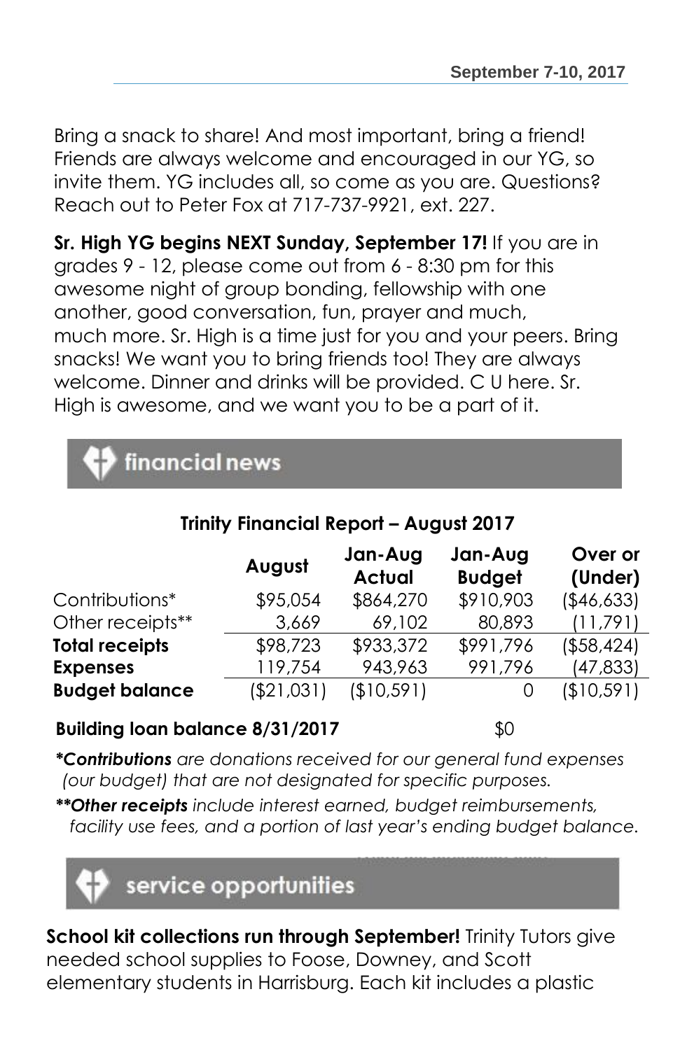Bring a snack to share! And most important, bring a friend! Friends are always welcome and encouraged in our YG, so invite them. YG includes all, so come as you are. Questions? Reach out to Peter Fox at 717-737-9921, ext. 227.

**Sr. High YG begins NEXT Sunday, September 17!** If you are in grades 9 - 12, please come out from 6 - 8:30 pm for this awesome night of group bonding, fellowship with one another, good conversation, fun, prayer and much, much more. Sr. High is a time just for you and your peers. Bring snacks! We want you to bring friends too! They are always welcome. Dinner and drinks will be provided. C U here. Sr. High is awesome, and we want you to be a part of it.

## financial news

### Trinity Financial Report – August 2017

| | August | Jan-Aug Actual | Jan-Aug Budget | Over or (Under) |
|---|---|---|---|---|
| Contributions* | $95,054 | $864,270 | $910,903 | ($46,633) |
| Other receipts** | 3,669 | 69,102 | 80,893 | (11,791) |
| **Total receipts** | $98,723 | $933,372 | $991,796 | ($58,424) |
| **Expenses** | 119,754 | 943,963 | 991,796 | (47,833) |
| **Budget balance** | ($21,031) | ($10,591) | 0 | ($10,591) |

**Building loan balance 8/31/2017** $0

***Contributions*** *are donations received for our general fund expenses (our budget) that are not designated for specific purposes.*

***Other receipts*** *include interest earned, budget reimbursements, facility use fees, and a portion of last year's ending budget balance.*

## service opportunities

**School kit collections run through September!** Trinity Tutors give needed school supplies to Foose, Downey, and Scott elementary students in Harrisburg. Each kit includes a plastic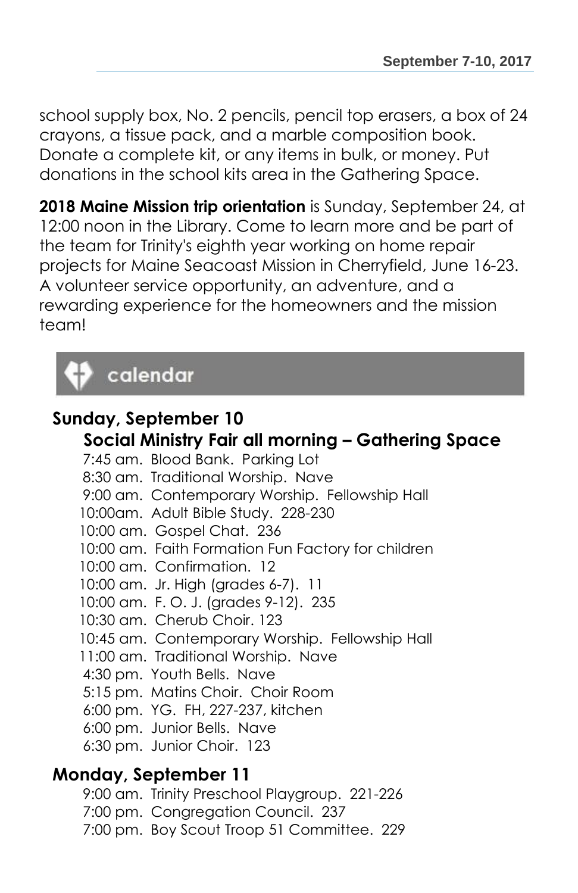school supply box, No. 2 pencils, pencil top erasers, a box of 24 crayons, a tissue pack, and a marble composition book. Donate a complete kit, or any items in bulk, or money. Put donations in the school kits area in the Gathering Space.

**2018 Maine Mission trip orientation** is Sunday, September 24, at 12:00 noon in the Library. Come to learn more and be part of the team for Trinity's eighth year working on home repair projects for Maine Seacoast Mission in Cherryfield, June 16-23. A volunteer service opportunity, an adventure, and a rewarding experience for the homeowners and the mission team!

## calendar

### Sunday, September 10

**Social Ministry Fair all morning – Gathering Space**

- 7:45 am. Blood Bank. Parking Lot
- 8:30 am. Traditional Worship. Nave
- 9:00 am. Contemporary Worship. Fellowship Hall
- 10:00am. Adult Bible Study. 228-230
- 10:00 am. Gospel Chat. 236
- 10:00 am. Faith Formation Fun Factory for children
- 10:00 am. Confirmation. 12
- 10:00 am. Jr. High (grades 6-7). 11
- 10:00 am. F. O. J. (grades 9-12). 235
- 10:30 am. Cherub Choir. 123
- 10:45 am. Contemporary Worship. Fellowship Hall
- 11:00 am. Traditional Worship. Nave
- 4:30 pm. Youth Bells. Nave
- 5:15 pm. Matins Choir. Choir Room
- 6:00 pm. YG. FH, 227-237, kitchen
- 6:00 pm. Junior Bells. Nave
- 6:30 pm. Junior Choir. 123

### Monday, September 11

- 9:00 am. Trinity Preschool Playgroup. 221-226
- 7:00 pm. Congregation Council. 237
- 7:00 pm. Boy Scout Troop 51 Committee. 229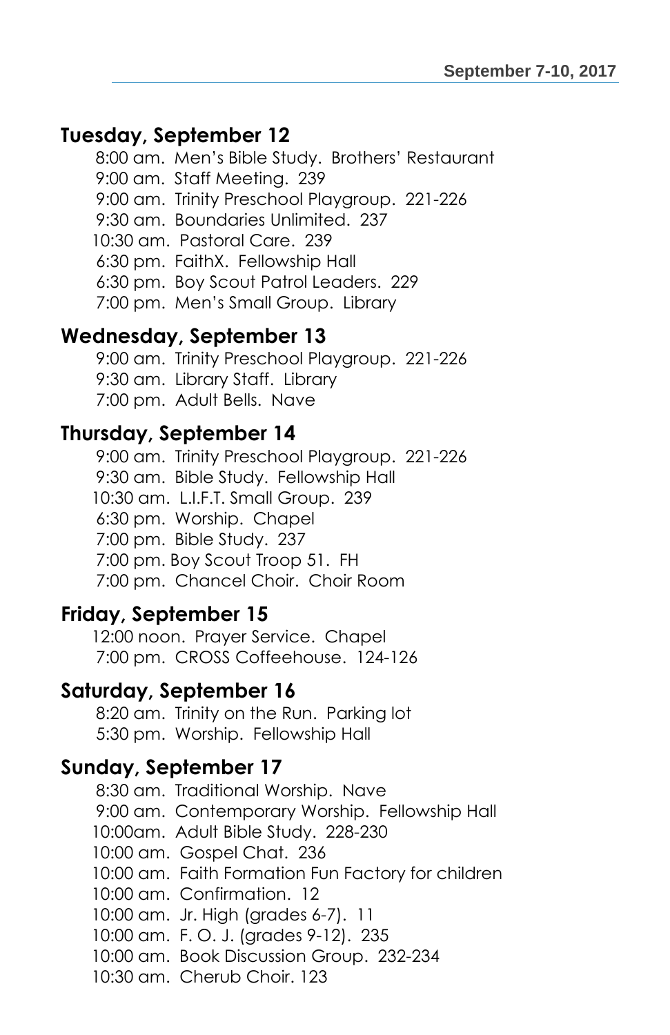## Tuesday, September 12

8:00 am. Men's Bible Study. Brothers' Restaurant
9:00 am. Staff Meeting. 239
9:00 am. Trinity Preschool Playgroup. 221-226
9:30 am. Boundaries Unlimited. 237
10:30 am. Pastoral Care. 239
6:30 pm. FaithX. Fellowship Hall
6:30 pm. Boy Scout Patrol Leaders. 229
7:00 pm. Men's Small Group. Library

## Wednesday, September 13

9:00 am. Trinity Preschool Playgroup. 221-226
9:30 am. Library Staff. Library
7:00 pm. Adult Bells. Nave

## Thursday, September 14

9:00 am. Trinity Preschool Playgroup. 221-226
9:30 am. Bible Study. Fellowship Hall
10:30 am. L.I.F.T. Small Group. 239
6:30 pm. Worship. Chapel
7:00 pm. Bible Study. 237
7:00 pm. Boy Scout Troop 51. FH
7:00 pm. Chancel Choir. Choir Room

## Friday, September 15

12:00 noon. Prayer Service. Chapel
7:00 pm. CROSS Coffeehouse. 124-126

## Saturday, September 16

8:20 am. Trinity on the Run. Parking lot
5:30 pm. Worship. Fellowship Hall

## Sunday, September 17

8:30 am. Traditional Worship. Nave
9:00 am. Contemporary Worship. Fellowship Hall
10:00am. Adult Bible Study. 228-230
10:00 am. Gospel Chat. 236
10:00 am. Faith Formation Fun Factory for children
10:00 am. Confirmation. 12
10:00 am. Jr. High (grades 6-7). 11
10:00 am. F. O. J. (grades 9-12). 235
10:00 am. Book Discussion Group. 232-234
10:30 am. Cherub Choir. 123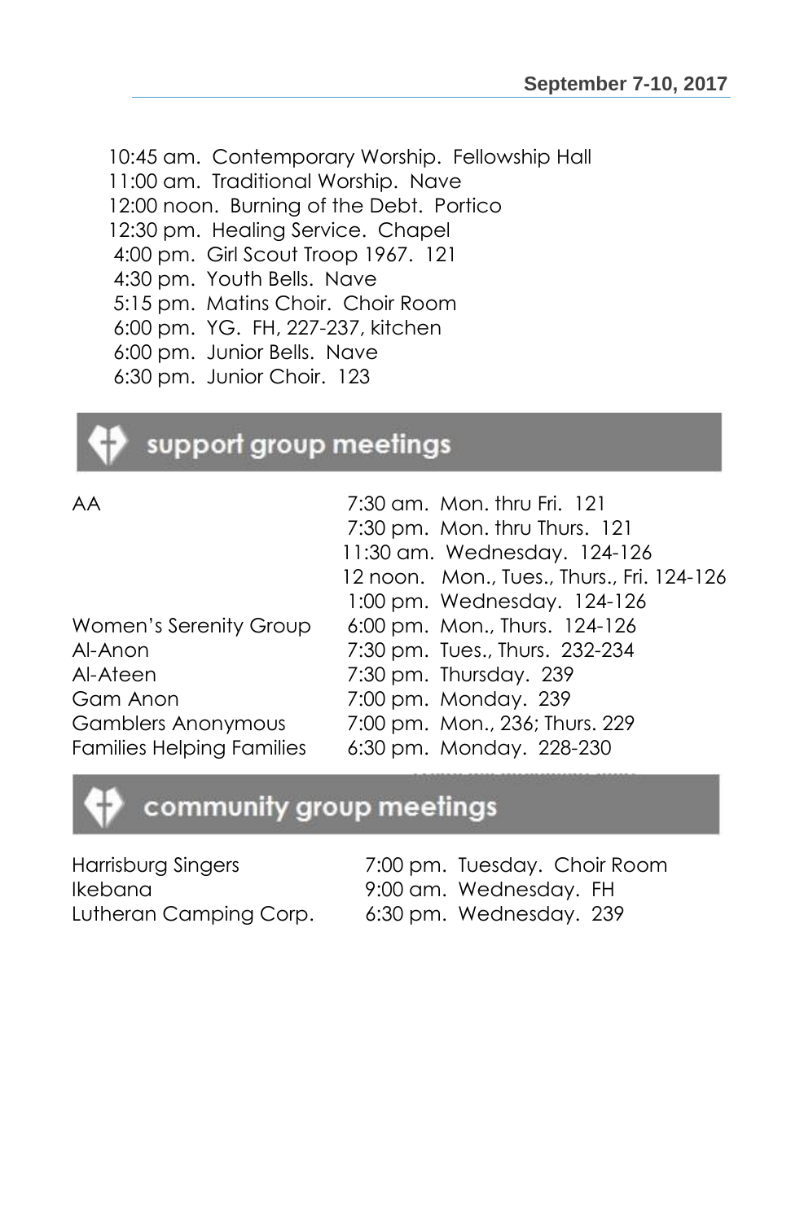10:45 am. Contemporary Worship. Fellowship Hall
11:00 am. Traditional Worship. Nave
12:00 noon. Burning of the Debt. Portico
12:30 pm. Healing Service. Chapel
4:00 pm. Girl Scout Troop 1967. 121
4:30 pm. Youth Bells. Nave
5:15 pm. Matins Choir. Choir Room
6:00 pm. YG. FH, 227-237, kitchen
6:00 pm. Junior Bells. Nave
6:30 pm. Junior Choir. 123

## support group meetings

| | |
|---|---|
| AA | 7:30 am. Mon. thru Fri. 121 |
| | 7:30 pm. Mon. thru Thurs. 121 |
| | 11:30 am. Wednesday. 124-126 |
| | 12 noon. Mon., Tues., Thurs., Fri. 124-126 |
| | 1:00 pm. Wednesday. 124-126 |
| Women's Serenity Group | 6:00 pm. Mon., Thurs. 124-126 |
| Al-Anon | 7:30 pm. Tues., Thurs. 232-234 |
| Al-Ateen | 7:30 pm. Thursday. 239 |
| Gam Anon | 7:00 pm. Monday. 239 |
| Gamblers Anonymous | 7:00 pm. Mon., 236; Thurs. 229 |
| Families Helping Families | 6:30 pm. Monday. 228-230 |

## community group meetings

| | |
|---|---|
| Harrisburg Singers | 7:00 pm. Tuesday. Choir Room |
| Ikebana | 9:00 am. Wednesday. FH |
| Lutheran Camping Corp. | 6:30 pm. Wednesday. 239 |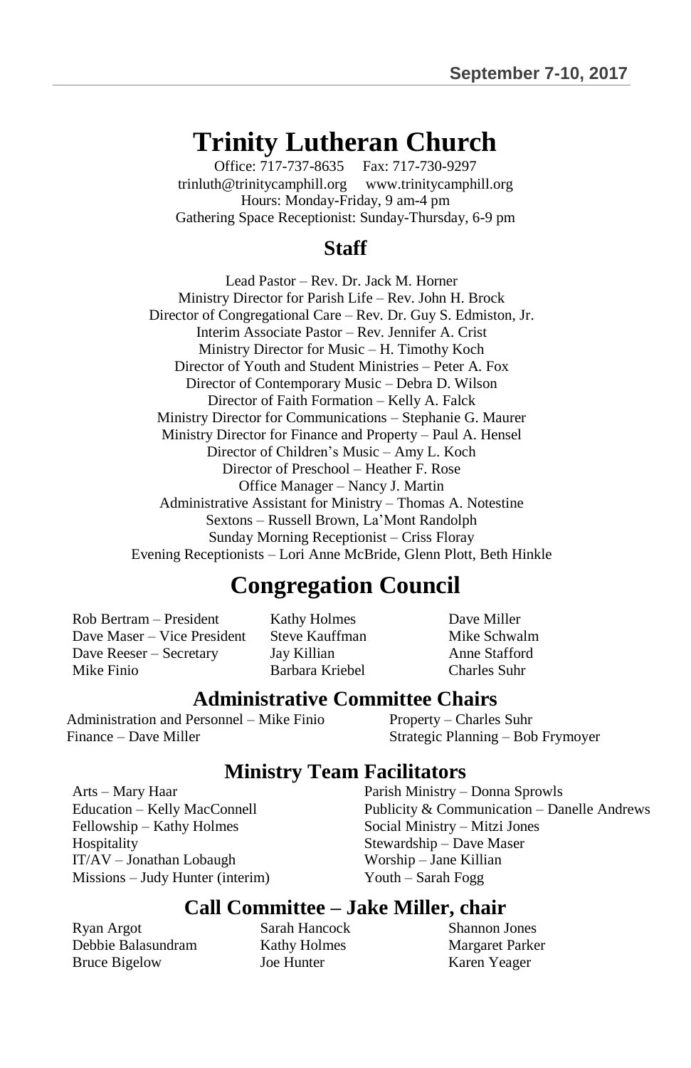# Trinity Lutheran Church

Office: 717-737-8635 Fax: 717-730-9297
trinluth@trinitycamphill.org www.trinitycamphill.org
Hours: Monday-Friday, 9 am-4 pm
Gathering Space Receptionist: Sunday-Thursday, 6-9 pm

## Staff

Lead Pastor – Rev. Dr. Jack M. Horner
Ministry Director for Parish Life – Rev. John H. Brock
Director of Congregational Care – Rev. Dr. Guy S. Edmiston, Jr.
Interim Associate Pastor – Rev. Jennifer A. Crist
Ministry Director for Music – H. Timothy Koch
Director of Youth and Student Ministries – Peter A. Fox
Director of Contemporary Music – Debra D. Wilson
Director of Faith Formation – Kelly A. Falck
Ministry Director for Communications – Stephanie G. Maurer
Ministry Director for Finance and Property – Paul A. Hensel
Director of Children's Music – Amy L. Koch
Director of Preschool – Heather F. Rose
Office Manager – Nancy J. Martin
Administrative Assistant for Ministry – Thomas A. Notestine
Sextons – Russell Brown, La'Mont Randolph
Sunday Morning Receptionist – Criss Floray
Evening Receptionists – Lori Anne McBride, Glenn Plott, Beth Hinkle

# Congregation Council

Rob Bertram – President
Dave Maser – Vice President
Dave Reeser – Secretary
Mike Finio
Kathy Holmes
Steve Kauffman
Jay Killian
Barbara Kriebel
Dave Miller
Mike Schwalm
Anne Stafford
Charles Suhr

## Administrative Committee Chairs

Administration and Personnel – Mike Finio
Finance – Dave Miller
Property – Charles Suhr
Strategic Planning – Bob Frymoyer

## Ministry Team Facilitators

Arts – Mary Haar
Education – Kelly MacConnell
Fellowship – Kathy Holmes
Hospitality
IT/AV – Jonathan Lobaugh
Missions – Judy Hunter (interim)
Parish Ministry – Donna Sprowls
Publicity & Communication – Danelle Andrews
Social Ministry – Mitzi Jones
Stewardship – Dave Maser
Worship – Jane Killian
Youth – Sarah Fogg

## Call Committee – Jake Miller, chair

Ryan Argot
Debbie Balasundram
Bruce Bigelow
Sarah Hancock
Kathy Holmes
Joe Hunter
Shannon Jones
Margaret Parker
Karen Yeager